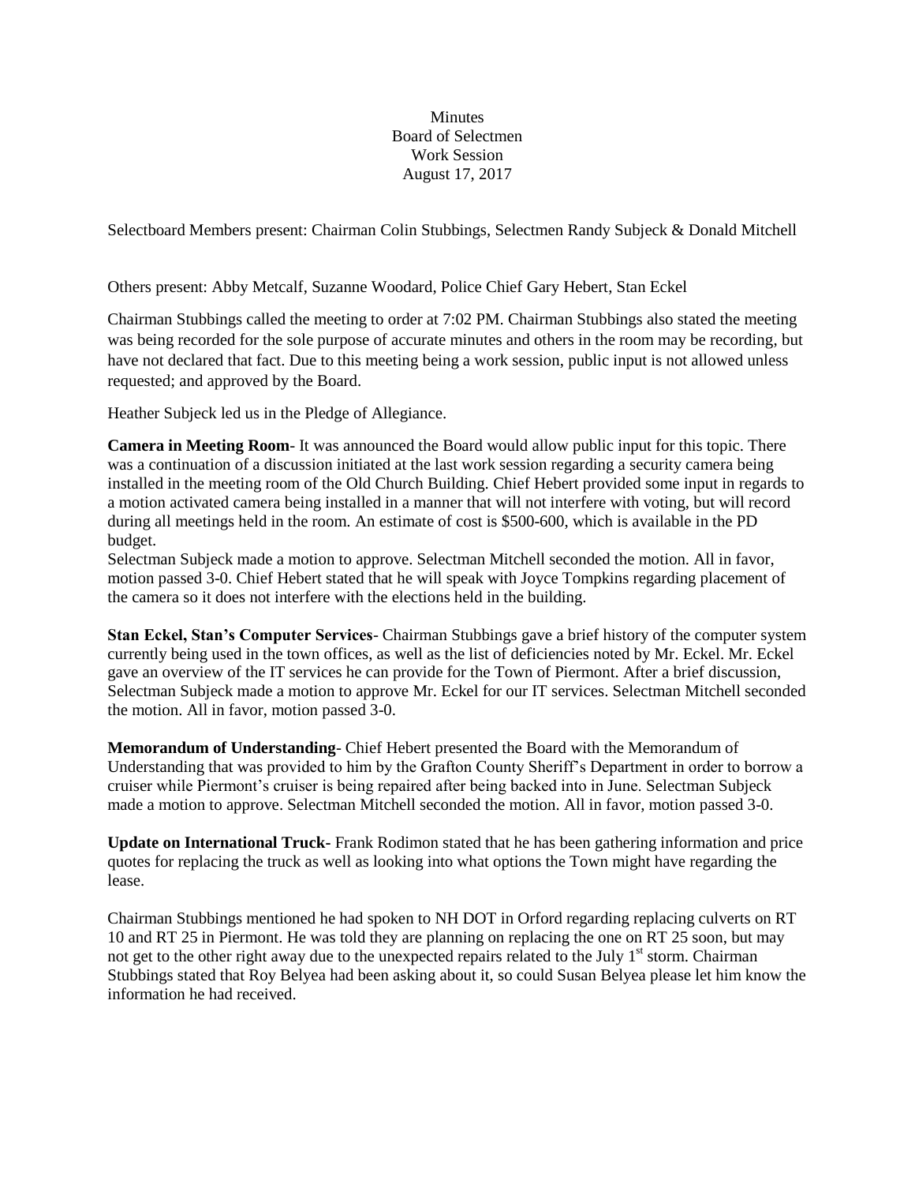Minutes
Board of Selectmen
Work Session
August 17, 2017

Selectboard Members present: Chairman Colin Stubbings, Selectmen Randy Subjeck & Donald Mitchell

Others present: Abby Metcalf, Suzanne Woodard, Police Chief Gary Hebert, Stan Eckel

Chairman Stubbings called the meeting to order at 7:02 PM. Chairman Stubbings also stated the meeting was being recorded for the sole purpose of accurate minutes and others in the room may be recording, but have not declared that fact. Due to this meeting being a work session, public input is not allowed unless requested; and approved by the Board.

Heather Subjeck led us in the Pledge of Allegiance.

**Camera in Meeting Room**- It was announced the Board would allow public input for this topic. There was a continuation of a discussion initiated at the last work session regarding a security camera being installed in the meeting room of the Old Church Building. Chief Hebert provided some input in regards to a motion activated camera being installed in a manner that will not interfere with voting, but will record during all meetings held in the room. An estimate of cost is $500-600, which is available in the PD budget.
Selectman Subjeck made a motion to approve. Selectman Mitchell seconded the motion. All in favor, motion passed 3-0. Chief Hebert stated that he will speak with Joyce Tompkins regarding placement of the camera so it does not interfere with the elections held in the building.

**Stan Eckel, Stan's Computer Services**- Chairman Stubbings gave a brief history of the computer system currently being used in the town offices, as well as the list of deficiencies noted by Mr. Eckel. Mr. Eckel gave an overview of the IT services he can provide for the Town of Piermont. After a brief discussion, Selectman Subjeck made a motion to approve Mr. Eckel for our IT services. Selectman Mitchell seconded the motion. All in favor, motion passed 3-0.

**Memorandum of Understanding**- Chief Hebert presented the Board with the Memorandum of Understanding that was provided to him by the Grafton County Sheriff's Department in order to borrow a cruiser while Piermont's cruiser is being repaired after being backed into in June. Selectman Subjeck made a motion to approve. Selectman Mitchell seconded the motion. All in favor, motion passed 3-0.

**Update on International Truck**- Frank Rodimon stated that he has been gathering information and price quotes for replacing the truck as well as looking into what options the Town might have regarding the lease.

Chairman Stubbings mentioned he had spoken to NH DOT in Orford regarding replacing culverts on RT 10 and RT 25 in Piermont. He was told they are planning on replacing the one on RT 25 soon, but may not get to the other right away due to the unexpected repairs related to the July 1st storm. Chairman Stubbings stated that Roy Belyea had been asking about it, so could Susan Belyea please let him know the information he had received.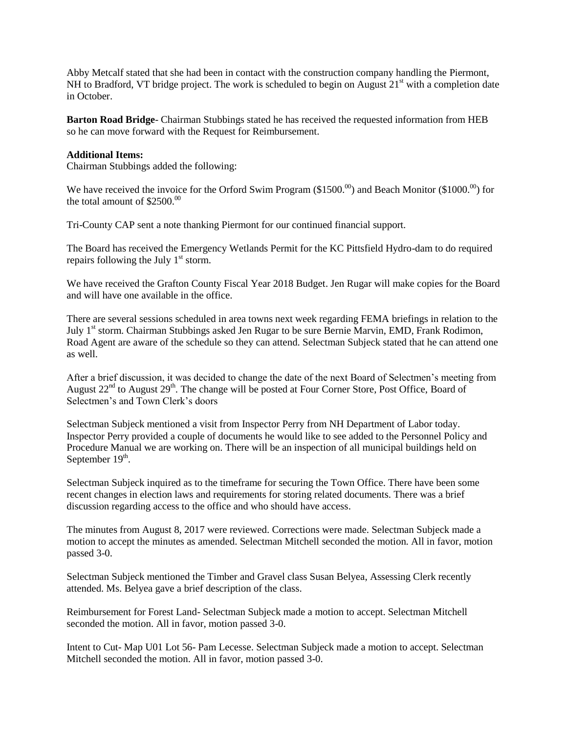Abby Metcalf stated that she had been in contact with the construction company handling the Piermont, NH to Bradford, VT bridge project. The work is scheduled to begin on August 21st with a completion date in October.

**Barton Road Bridge**- Chairman Stubbings stated he has received the requested information from HEB so he can move forward with the Request for Reimbursement.

**Additional Items:**
Chairman Stubbings added the following:

We have received the invoice for the Orford Swim Program ($1500.00) and Beach Monitor ($1000.00) for the total amount of $2500.00

Tri-County CAP sent a note thanking Piermont for our continued financial support.

The Board has received the Emergency Wetlands Permit for the KC Pittsfield Hydro-dam to do required repairs following the July 1st storm.

We have received the Grafton County Fiscal Year 2018 Budget. Jen Rugar will make copies for the Board and will have one available in the office.

There are several sessions scheduled in area towns next week regarding FEMA briefings in relation to the July 1st storm. Chairman Stubbings asked Jen Rugar to be sure Bernie Marvin, EMD, Frank Rodimon, Road Agent are aware of the schedule so they can attend. Selectman Subjeck stated that he can attend one as well.

After a brief discussion, it was decided to change the date of the next Board of Selectmen's meeting from August 22nd to August 29th. The change will be posted at Four Corner Store, Post Office, Board of Selectmen's and Town Clerk's doors

Selectman Subjeck mentioned a visit from Inspector Perry from NH Department of Labor today. Inspector Perry provided a couple of documents he would like to see added to the Personnel Policy and Procedure Manual we are working on. There will be an inspection of all municipal buildings held on September 19th.

Selectman Subjeck inquired as to the timeframe for securing the Town Office. There have been some recent changes in election laws and requirements for storing related documents. There was a brief discussion regarding access to the office and who should have access.

The minutes from August 8, 2017 were reviewed. Corrections were made. Selectman Subjeck made a motion to accept the minutes as amended. Selectman Mitchell seconded the motion. All in favor, motion passed 3-0.

Selectman Subjeck mentioned the Timber and Gravel class Susan Belyea, Assessing Clerk recently attended. Ms. Belyea gave a brief description of the class.

Reimbursement for Forest Land- Selectman Subjeck made a motion to accept. Selectman Mitchell seconded the motion. All in favor, motion passed 3-0.

Intent to Cut- Map U01 Lot 56- Pam Lecesse. Selectman Subjeck made a motion to accept. Selectman Mitchell seconded the motion. All in favor, motion passed 3-0.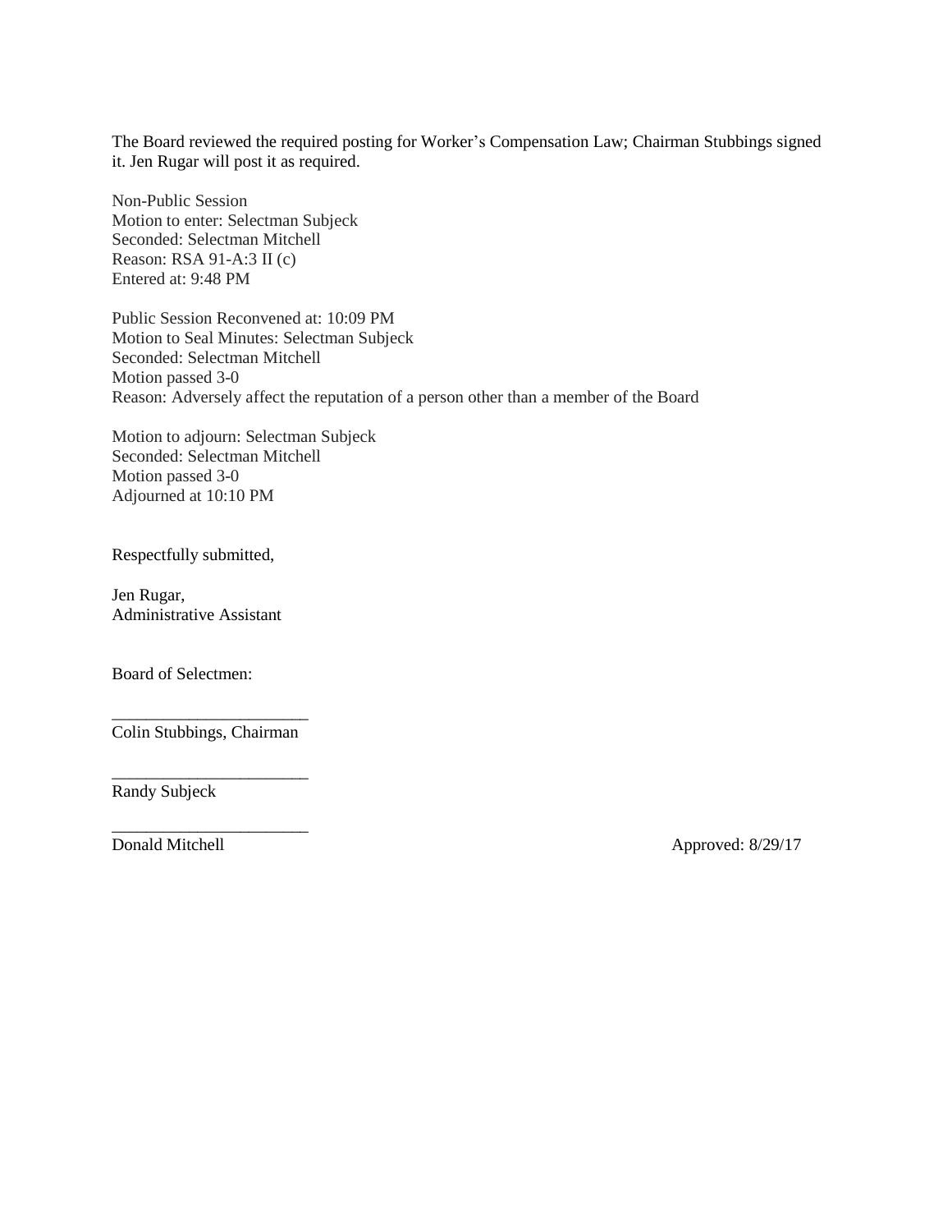The Board reviewed the required posting for Worker's Compensation Law; Chairman Stubbings signed it. Jen Rugar will post it as required.

Non-Public Session
Motion to enter: Selectman Subjeck
Seconded: Selectman Mitchell
Reason: RSA 91-A:3 II (c)
Entered at: 9:48 PM

Public Session Reconvened at: 10:09 PM
Motion to Seal Minutes: Selectman Subjeck
Seconded: Selectman Mitchell
Motion passed 3-0
Reason: Adversely affect the reputation of a person other than a member of the Board

Motion to adjourn: Selectman Subjeck
Seconded: Selectman Mitchell
Motion passed 3-0
Adjourned at 10:10 PM

Respectfully submitted,

Jen Rugar,
Administrative Assistant

Board of Selectmen:

_______________________
Colin Stubbings, Chairman

_______________________
Randy Subjeck

_______________________
Donald Mitchell

Approved: 8/29/17